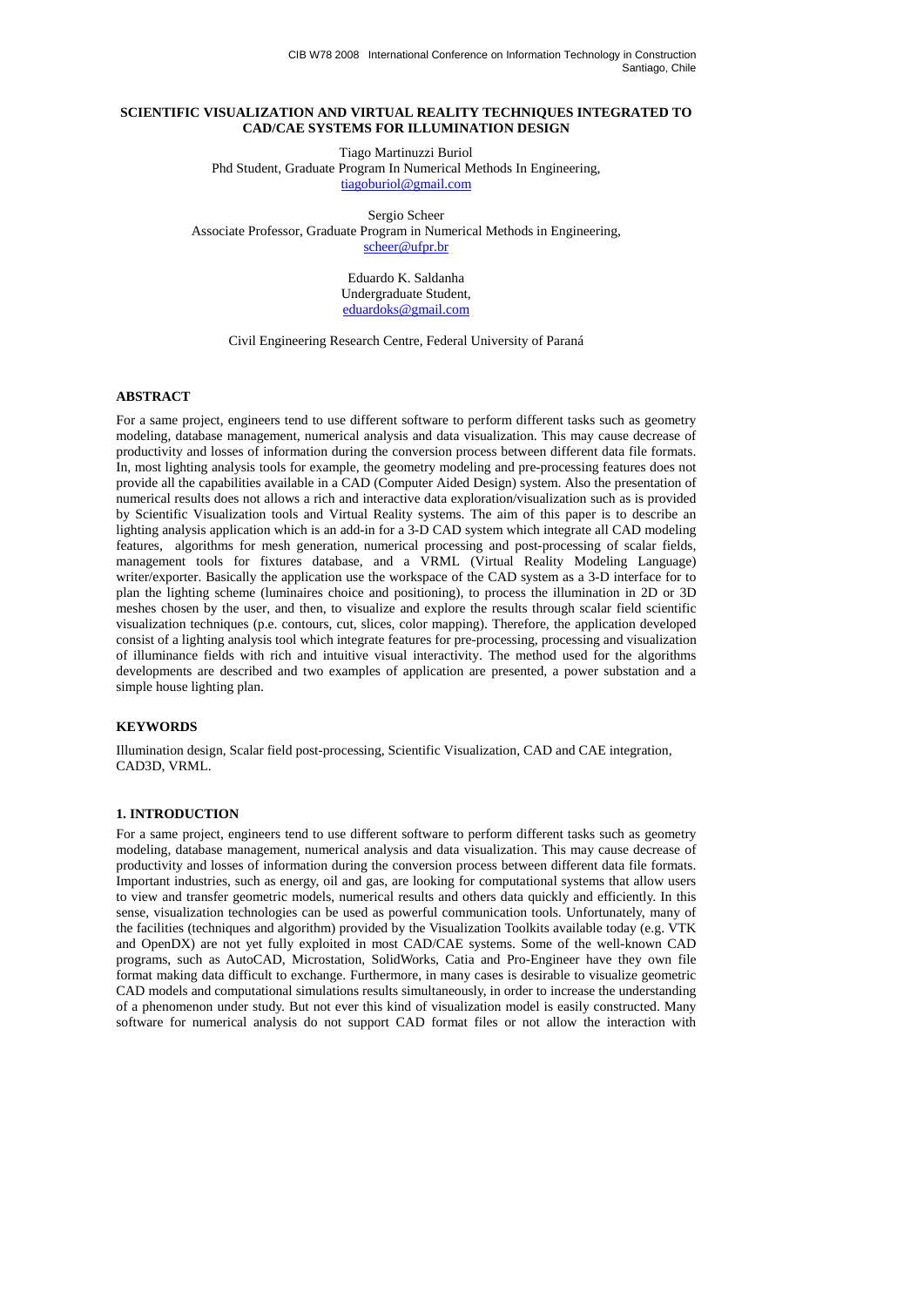# SCIENTIFIC VISUALIZATION AND VIRTUAL REALITY TECHNIQUES INTEGRATED TO CAD/CAE SYSTEMS FOR ILLUMINATION DESIGN

Tiago Martinuzzi Buriol
Phd Student, Graduate Program In Numerical Methods In Engineering,
tiagoburiol@gmail.com

Sergio Scheer
Associate Professor, Graduate Program in Numerical Methods in Engineering,
scheer@ufpr.br

Eduardo K. Saldanha
Undergraduate Student,
eduardoks@gmail.com

Civil Engineering Research Centre, Federal University of Paraná

## ABSTRACT

For a same project, engineers tend to use different software to perform different tasks such as geometry modeling, database management, numerical analysis and data visualization. This may cause decrease of productivity and losses of information during the conversion process between different data file formats. In, most lighting analysis tools for example, the geometry modeling and pre-processing features does not provide all the capabilities available in a CAD (Computer Aided Design) system. Also the presentation of numerical results does not allows a rich and interactive data exploration/visualization such as is provided by Scientific Visualization tools and Virtual Reality systems. The aim of this paper is to describe an lighting analysis application which is an add-in for a 3-D CAD system which integrate all CAD modeling features, algorithms for mesh generation, numerical processing and post-processing of scalar fields, management tools for fixtures database, and a VRML (Virtual Reality Modeling Language) writer/exporter. Basically the application use the workspace of the CAD system as a 3-D interface for to plan the lighting scheme (luminaires choice and positioning), to process the illumination in 2D or 3D meshes chosen by the user, and then, to visualize and explore the results through scalar field scientific visualization techniques (p.e. contours, cut, slices, color mapping). Therefore, the application developed consist of a lighting analysis tool which integrate features for pre-processing, processing and visualization of illuminance fields with rich and intuitive visual interactivity. The method used for the algorithms developments are described and two examples of application are presented, a power substation and a simple house lighting plan.

## KEYWORDS

Illumination design, Scalar field post-processing, Scientific Visualization, CAD and CAE integration, CAD3D, VRML.

## 1. INTRODUCTION

For a same project, engineers tend to use different software to perform different tasks such as geometry modeling, database management, numerical analysis and data visualization. This may cause decrease of productivity and losses of information during the conversion process between different data file formats. Important industries, such as energy, oil and gas, are looking for computational systems that allow users to view and transfer geometric models, numerical results and others data quickly and efficiently. In this sense, visualization technologies can be used as powerful communication tools. Unfortunately, many of the facilities (techniques and algorithm) provided by the Visualization Toolkits available today (e.g. VTK and OpenDX) are not yet fully exploited in most CAD/CAE systems. Some of the well-known CAD programs, such as AutoCAD, Microstation, SolidWorks, Catia and Pro-Engineer have they own file format making data difficult to exchange. Furthermore, in many cases is desirable to visualize geometric CAD models and computational simulations results simultaneously, in order to increase the understanding of a phenomenon under study. But not ever this kind of visualization model is easily constructed. Many software for numerical analysis do not support CAD format files or not allow the interaction with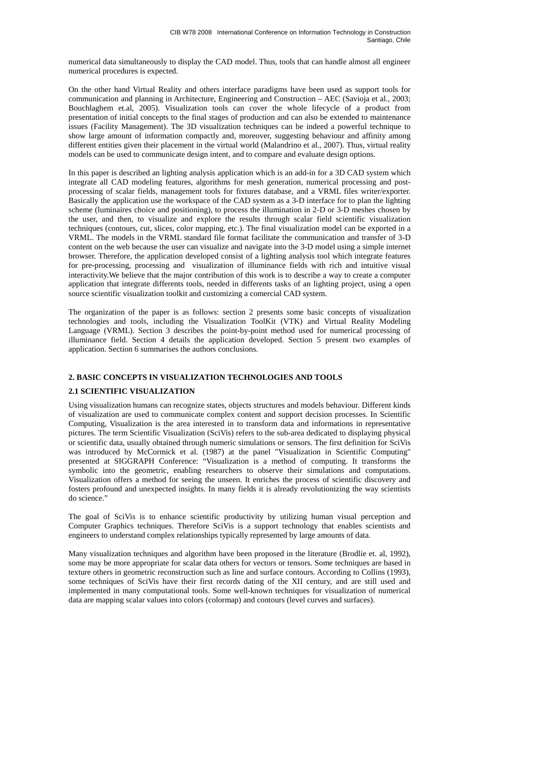numerical data simultaneously to display the CAD model. Thus, tools that can handle almost all engineer numerical procedures is expected.

On the other hand Virtual Reality and others interface paradigms have been used as support tools for communication and planning in Architecture, Engineering and Construction – AEC (Savioja et al., 2003; Bouchlaghem et.al, 2005). Visualization tools can cover the whole lifecycle of a product from presentation of initial concepts to the final stages of production and can also be extended to maintenance issues (Facility Management). The 3D visualization techniques can be indeed a powerful technique to show large amount of information compactly and, moreover, suggesting behaviour and affinity among different entities given their placement in the virtual world (Malandrino et al., 2007). Thus, virtual reality models can be used to communicate design intent, and to compare and evaluate design options.

In this paper is described an lighting analysis application which is an add-in for a 3D CAD system which integrate all CAD modeling features, algorithms for mesh generation, numerical processing and post-processing of scalar fields, management tools for fixtures database, and a VRML files writer/exporter. Basically the application use the workspace of the CAD system as a 3-D interface for to plan the lighting scheme (luminaires choice and positioning), to process the illumination in 2-D or 3-D meshes chosen by the user, and then, to visualize and explore the results through scalar field scientific visualization techniques (contours, cut, slices, color mapping, etc.). The final visualization model can be exported in a VRML. The models in the VRML standard file format facilitate the communication and transfer of 3-D content on the web because the user can visualize and navigate into the 3-D model using a simple internet browser. Therefore, the application developed consist of a lighting analysis tool which integrate features for pre-processing, processing and visualization of illuminance fields with rich and intuitive visual interactivity.We believe that the major contribution of this work is to describe a way to create a computer application that integrate differents tools, needed in differents tasks of an lighting project, using a open source scientific visualization toolkit and customizing a comercial CAD system.

The organization of the paper is as follows: section 2 presents some basic concepts of visualization technologies and tools, including the Visualization ToolKit (VTK) and Virtual Reality Modeling Language (VRML). Section 3 describes the point-by-point method used for numerical processing of illuminance field. Section 4 details the application developed. Section 5 present two examples of application. Section 6 summarises the authors conclusions.

## 2. BASIC CONCEPTS IN VISUALIZATION TECHNOLOGIES AND TOOLS

### 2.1 SCIENTIFIC VISUALIZATION

Using visualization humans can recognize states, objects structures and models behaviour. Different kinds of visualization are used to communicate complex content and support decision processes. In Scientific Computing, Visualization is the area interested in to transform data and informations in representative pictures. The term Scientific Visualization (SciVis) refers to the sub-area dedicated to displaying physical or scientific data, usually obtained through numeric simulations or sensors. The first definition for SciVis was introduced by McCormick et al. (1987) at the panel "Visualization in Scientific Computing" presented at SIGGRAPH Conference: "Visualization is a method of computing. It transforms the symbolic into the geometric, enabling researchers to observe their simulations and computations. Visualization offers a method for seeing the unseen. It enriches the process of scientific discovery and fosters profound and unexpected insights. In many fields it is already revolutionizing the way scientists do science."

The goal of SciVis is to enhance scientific productivity by utilizing human visual perception and Computer Graphics techniques. Therefore SciVis is a support technology that enables scientists and engineers to understand complex relationships typically represented by large amounts of data.

Many visualization techniques and algorithm have been proposed in the literature (Brodlie et. al, 1992), some may be more appropriate for scalar data others for vectors or tensors. Some techniques are based in texture others in geometric reconstruction such as line and surface contours. According to Collins (1993), some techniques of SciVis have their first records dating of the XII century, and are still used and implemented in many computational tools. Some well-known techniques for visualization of numerical data are mapping scalar values into colors (colormap) and contours (level curves and surfaces).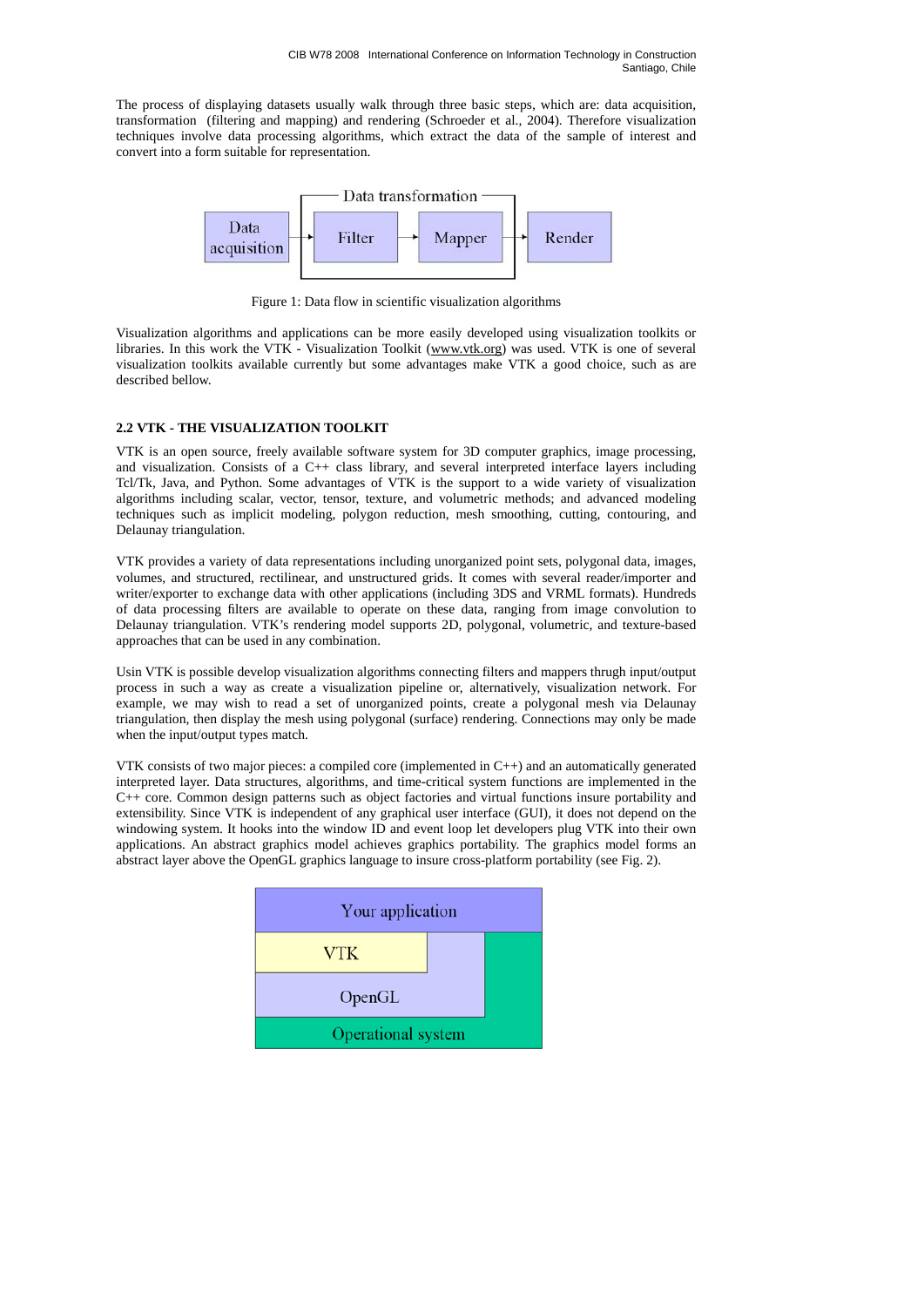The process of displaying datasets usually walk through three basic steps, which are: data acquisition, transformation (filtering and mapping) and rendering (Schroeder et al., 2004). Therefore visualization techniques involve data processing algorithms, which extract the data of the sample of interest and convert into a form suitable for representation.

Figure 1: Data flow in scientific visualization algorithms

Visualization algorithms and applications can be more easily developed using visualization toolkits or libraries. In this work the VTK - Visualization Toolkit (www.vtk.org) was used. VTK is one of several visualization toolkits available currently but some advantages make VTK a good choice, such as are described bellow.

### 2.2 VTK - THE VISUALIZATION TOOLKIT

VTK is an open source, freely available software system for 3D computer graphics, image processing, and visualization. Consists of a C++ class library, and several interpreted interface layers including Tcl/Tk, Java, and Python. Some advantages of VTK is the support to a wide variety of visualization algorithms including scalar, vector, tensor, texture, and volumetric methods; and advanced modeling techniques such as implicit modeling, polygon reduction, mesh smoothing, cutting, contouring, and Delaunay triangulation.

VTK provides a variety of data representations including unorganized point sets, polygonal data, images, volumes, and structured, rectilinear, and unstructured grids. It comes with several reader/importer and writer/exporter to exchange data with other applications (including 3DS and VRML formats). Hundreds of data processing filters are available to operate on these data, ranging from image convolution to Delaunay triangulation. VTK's rendering model supports 2D, polygonal, volumetric, and texture-based approaches that can be used in any combination.

Usin VTK is possible develop visualization algorithms connecting filters and mappers thrugh input/output process in such a way as create a visualization pipeline or, alternatively, visualization network. For example, we may wish to read a set of unorganized points, create a polygonal mesh via Delaunay triangulation, then display the mesh using polygonal (surface) rendering. Connections may only be made when the input/output types match.

VTK consists of two major pieces: a compiled core (implemented in C++) and an automatically generated interpreted layer. Data structures, algorithms, and time-critical system functions are implemented in the C++ core. Common design patterns such as object factories and virtual functions insure portability and extensibility. Since VTK is independent of any graphical user interface (GUI), it does not depend on the windowing system. It hooks into the window ID and event loop let developers plug VTK into their own applications. An abstract graphics model achieves graphics portability. The graphics model forms an abstract layer above the OpenGL graphics language to insure cross-platform portability (see Fig. 2).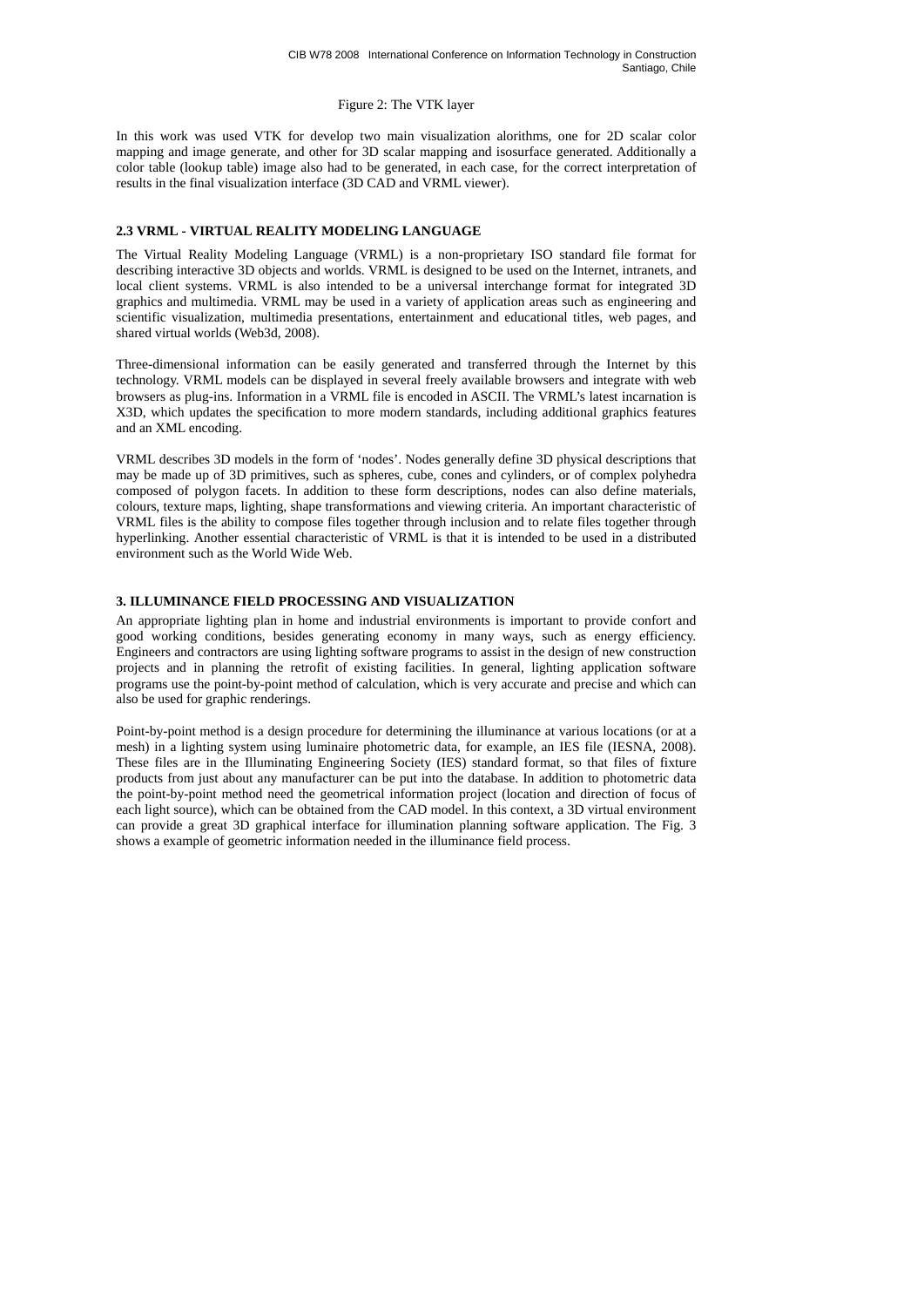Figure 2: The VTK layer

In this work was used VTK for develop two main visualization alorithms, one for 2D scalar color mapping and image generate, and other for 3D scalar mapping and isosurface generated. Additionally a color table (lookup table) image also had to be generated, in each case, for the correct interpretation of results in the final visualization interface (3D CAD and VRML viewer).

### 2.3 VRML - VIRTUAL REALITY MODELING LANGUAGE

The Virtual Reality Modeling Language (VRML) is a non-proprietary ISO standard file format for describing interactive 3D objects and worlds. VRML is designed to be used on the Internet, intranets, and local client systems. VRML is also intended to be a universal interchange format for integrated 3D graphics and multimedia. VRML may be used in a variety of application areas such as engineering and scientific visualization, multimedia presentations, entertainment and educational titles, web pages, and shared virtual worlds (Web3d, 2008).

Three-dimensional information can be easily generated and transferred through the Internet by this technology. VRML models can be displayed in several freely available browsers and integrate with web browsers as plug-ins. Information in a VRML file is encoded in ASCII. The VRML's latest incarnation is X3D, which updates the specification to more modern standards, including additional graphics features and an XML encoding.

VRML describes 3D models in the form of 'nodes'. Nodes generally define 3D physical descriptions that may be made up of 3D primitives, such as spheres, cube, cones and cylinders, or of complex polyhedra composed of polygon facets. In addition to these form descriptions, nodes can also define materials, colours, texture maps, lighting, shape transformations and viewing criteria. An important characteristic of VRML files is the ability to compose files together through inclusion and to relate files together through hyperlinking. Another essential characteristic of VRML is that it is intended to be used in a distributed environment such as the World Wide Web.

## 3. ILLUMINANCE FIELD PROCESSING AND VISUALIZATION

An appropriate lighting plan in home and industrial environments is important to provide confort and good working conditions, besides generating economy in many ways, such as energy efficiency. Engineers and contractors are using lighting software programs to assist in the design of new construction projects and in planning the retrofit of existing facilities. In general, lighting application software programs use the point-by-point method of calculation, which is very accurate and precise and which can also be used for graphic renderings.

Point-by-point method is a design procedure for determining the illuminance at various locations (or at a mesh) in a lighting system using luminaire photometric data, for example, an IES file (IESNA, 2008). These files are in the Illuminating Engineering Society (IES) standard format, so that files of fixture products from just about any manufacturer can be put into the database. In addition to photometric data the point-by-point method need the geometrical information project (location and direction of focus of each light source), which can be obtained from the CAD model. In this context, a 3D virtual environment can provide a great 3D graphical interface for illumination planning software application. The Fig. 3 shows a example of geometric information needed in the illuminance field process.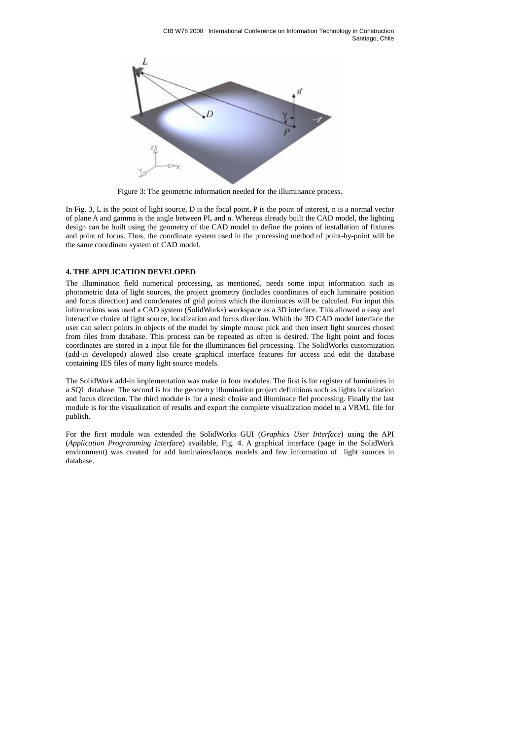Figure 3: The geometric information needed for the illuminance process.

In Fig. 3, L is the point of light source, D is the focal point, P is the point of interest, n is a normal vector of plane A and gamma is the angle between PL and n. Whereas already built the CAD model, the lighting design can be built using the geometry of the CAD model to define the points of installation of fixtures and point of focus. Thus, the coordinate system used in the processing method of point-by-point will be the same coordinate system of CAD model.

## 4. THE APPLICATION DEVELOPED

The illumination field numerical processing, as mentioned, needs some input information such as photometric data of light sources, the project geometry (includes coordinates of each luminaire position and focus direction) and coordenates of grid points which the iluminaces will be calculed. For input this informations was used a CAD system (SolidWorks) workspace as a 3D interface. This allowed a easy and interactive choice of light source, localization and focus direction. Whith the 3D CAD model interface the user can select points in objects of the model by simple mouse pick and then insert light sources chosed from files from database. This process can be repeated as often is desired. The light point and focus coordinates are stored in a input file for the illuminances fiel processing. The SolidWorks customization (add-in developed) alowed also create graphical interface features for access and edit the database containing IES files of many light source models.

The SolidWork add-in implementation was make in four modules. The first is for register of luminaires in a SQL database. The second is for the geometry illumination project definitions such as lights localization and focus direction. The third module is for a mesh choise and illuminace fiel processing. Finally the last module is for the visualization of results and export the complete visualization model to a VRML file for publish.

For the first module was extended the SolidWorks GUI (*Graphics User Interface*) using the API (*Application Programming Interface*) available, Fig. 4. A graphical interface (page in the SolidWork environment) was created for add luminaires/lamps models and few information of light sources in database.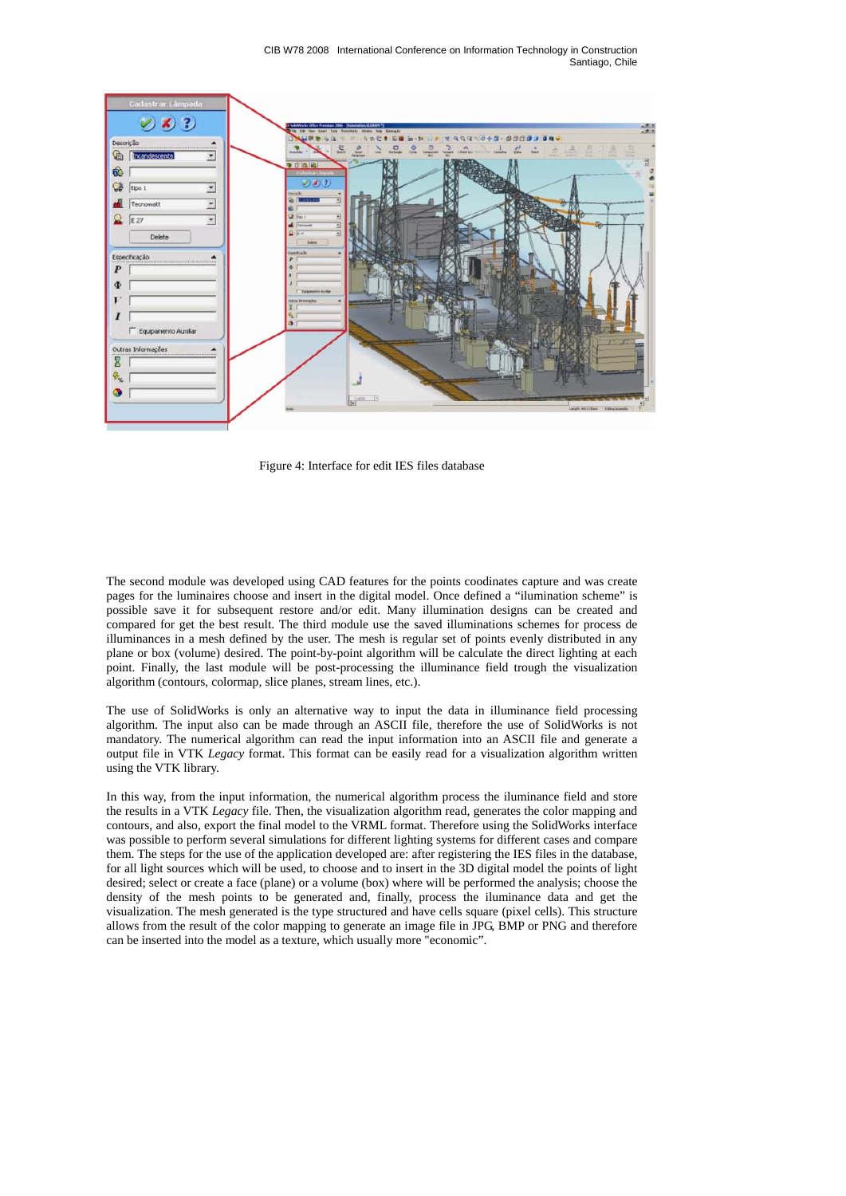Figure 4: Interface for edit IES files database

The second module was developed using CAD features for the points coodinates capture and was create pages for the luminaires choose and insert in the digital model. Once defined a "ilumination scheme" is possible save it for subsequent restore and/or edit. Many illumination designs can be created and compared for get the best result. The third module use the saved illuminations schemes for process de illuminances in a mesh defined by the user. The mesh is regular set of points evenly distributed in any plane or box (volume) desired. The point-by-point algorithm will be calculate the direct lighting at each point. Finally, the last module will be post-processing the illuminance field trough the visualization algorithm (contours, colormap, slice planes, stream lines, etc.).

The use of SolidWorks is only an alternative way to input the data in illuminance field processing algorithm. The input also can be made through an ASCII file, therefore the use of SolidWorks is not mandatory. The numerical algorithm can read the input information into an ASCII file and generate a output file in VTK *Legacy* format. This format can be easily read for a visualization algorithm written using the VTK library.

In this way, from the input information, the numerical algorithm process the iluminance field and store the results in a VTK *Legacy* file. Then, the visualization algorithm read, generates the color mapping and contours, and also, export the final model to the VRML format. Therefore using the SolidWorks interface was possible to perform several simulations for different lighting systems for different cases and compare them. The steps for the use of the application developed are: after registering the IES files in the database, for all light sources which will be used, to choose and to insert in the 3D digital model the points of light desired; select or create a face (plane) or a volume (box) where will be performed the analysis; choose the density of the mesh points to be generated and, finally, process the iluminance data and get the visualization. The mesh generated is the type structured and have cells square (pixel cells). This structure allows from the result of the color mapping to generate an image file in JPG, BMP or PNG and therefore can be inserted into the model as a texture, which usually more "economic".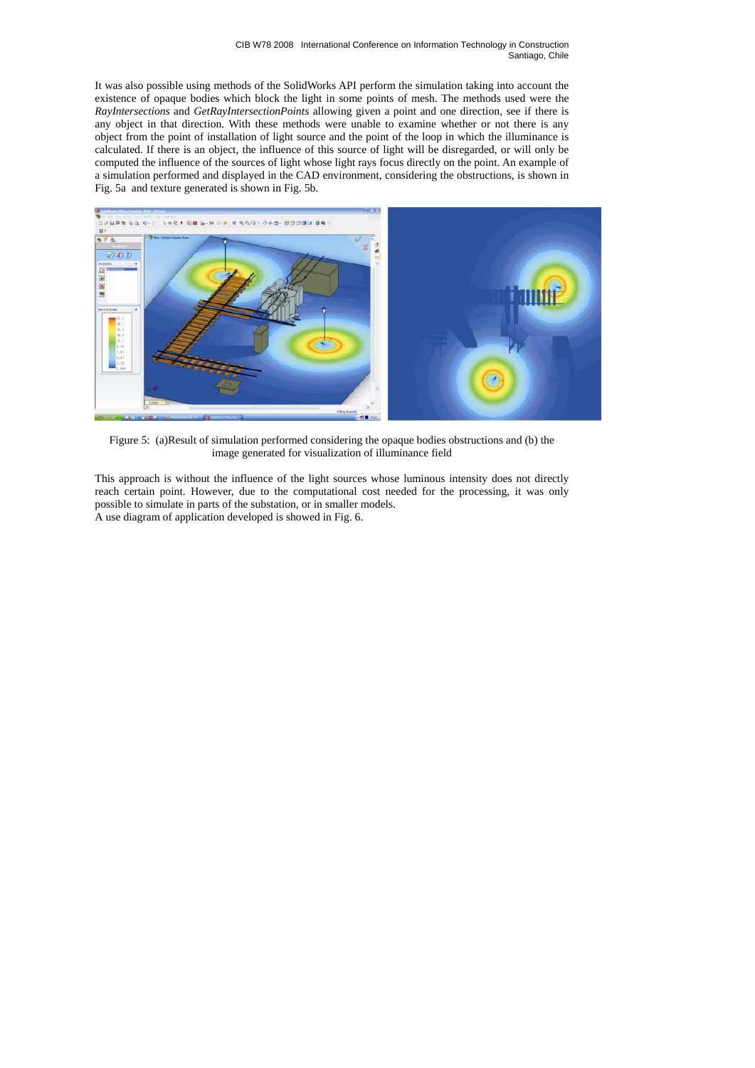It was also possible using methods of the SolidWorks API perform the simulation taking into account the existence of opaque bodies which block the light in some points of mesh. The methods used were the *RayIntersections* and *GetRayIntersectionPoints* allowing given a point and one direction, see if there is any object in that direction. With these methods were unable to examine whether or not there is any object from the point of installation of light source and the point of the loop in which the illuminance is calculated. If there is an object, the influence of this source of light will be disregarded, or will only be computed the influence of the sources of light whose light rays focus directly on the point. An example of a simulation performed and displayed in the CAD environment, considering the obstructions, is shown in Fig. 5a and texture generated is shown in Fig. 5b.

Figure 5: (a)Result of simulation performed considering the opaque bodies obstructions and (b) the image generated for visualization of illuminance field

This approach is without the influence of the light sources whose luminous intensity does not directly reach certain point. However, due to the computational cost needed for the processing, it was only possible to simulate in parts of the substation, or in smaller models.
A use diagram of application developed is showed in Fig. 6.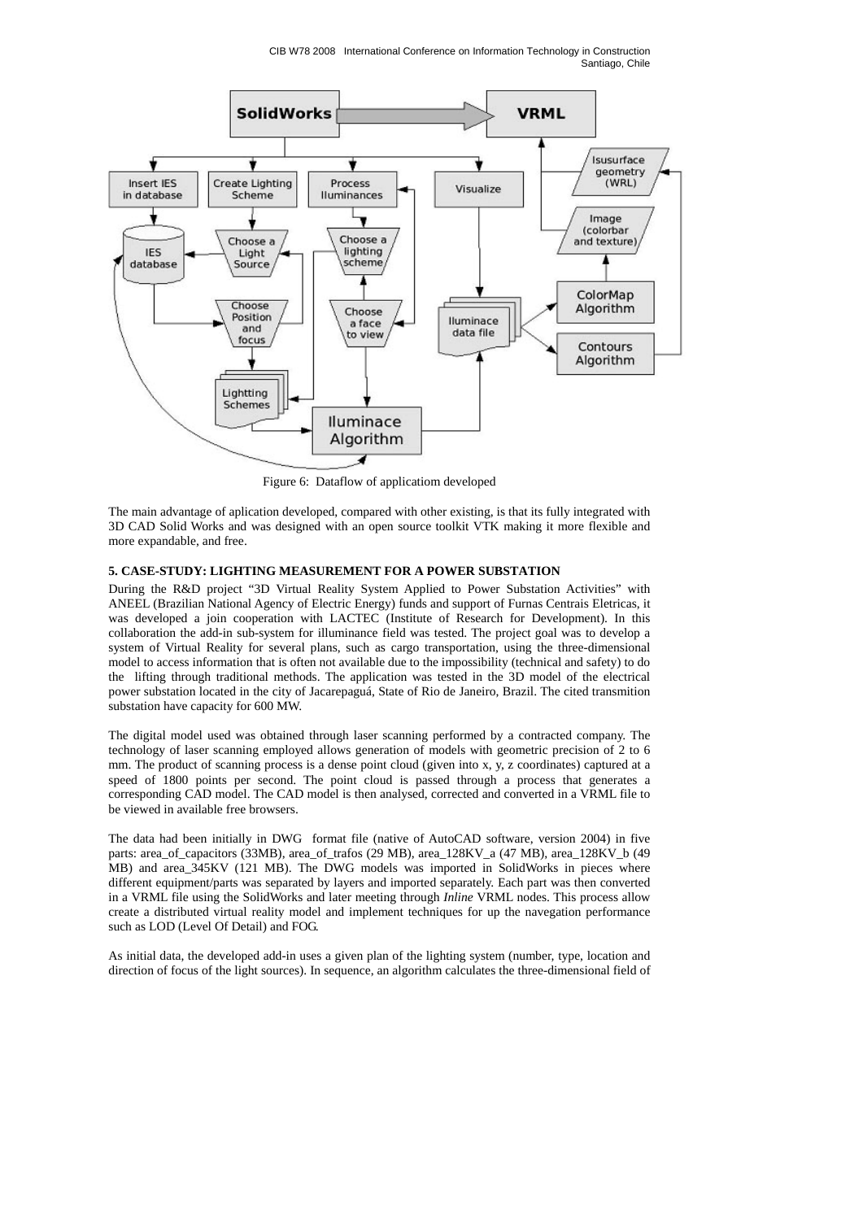Figure 6: Dataflow of applicatiom developed

The main advantage of aplication developed, compared with other existing, is that its fully integrated with 3D CAD Solid Works and was designed with an open source toolkit VTK making it more flexible and more expandable, and free.

### 5. CASE-STUDY: LIGHTING MEASUREMENT FOR A POWER SUBSTATION

During the R&D project "3D Virtual Reality System Applied to Power Substation Activities" with ANEEL (Brazilian National Agency of Electric Energy) funds and support of Furnas Centrais Eletricas, it was developed a join cooperation with LACTEC (Institute of Research for Development). In this collaboration the add-in sub-system for illuminance field was tested. The project goal was to develop a system of Virtual Reality for several plans, such as cargo transportation, using the three-dimensional model to access information that is often not available due to the impossibility (technical and safety) to do the lifting through traditional methods. The application was tested in the 3D model of the electrical power substation located in the city of Jacarepaguá, State of Rio de Janeiro, Brazil. The cited transmition substation have capacity for 600 MW.

The digital model used was obtained through laser scanning performed by a contracted company. The technology of laser scanning employed allows generation of models with geometric precision of 2 to 6 mm. The product of scanning process is a dense point cloud (given into x, y, z coordinates) captured at a speed of 1800 points per second. The point cloud is passed through a process that generates a corresponding CAD model. The CAD model is then analysed, corrected and converted in a VRML file to be viewed in available free browsers.

The data had been initially in DWG format file (native of AutoCAD software, version 2004) in five parts: area_of_capacitors (33MB), area_of_trafos (29 MB), area_128KV_a (47 MB), area_128KV_b (49 MB) and area_345KV (121 MB). The DWG models was imported in SolidWorks in pieces where different equipment/parts was separated by layers and imported separately. Each part was then converted in a VRML file using the SolidWorks and later meeting through *Inline* VRML nodes. This process allow create a distributed virtual reality model and implement techniques for up the navegation performance such as LOD (Level Of Detail) and FOG.

As initial data, the developed add-in uses a given plan of the lighting system (number, type, location and direction of focus of the light sources). In sequence, an algorithm calculates the three-dimensional field of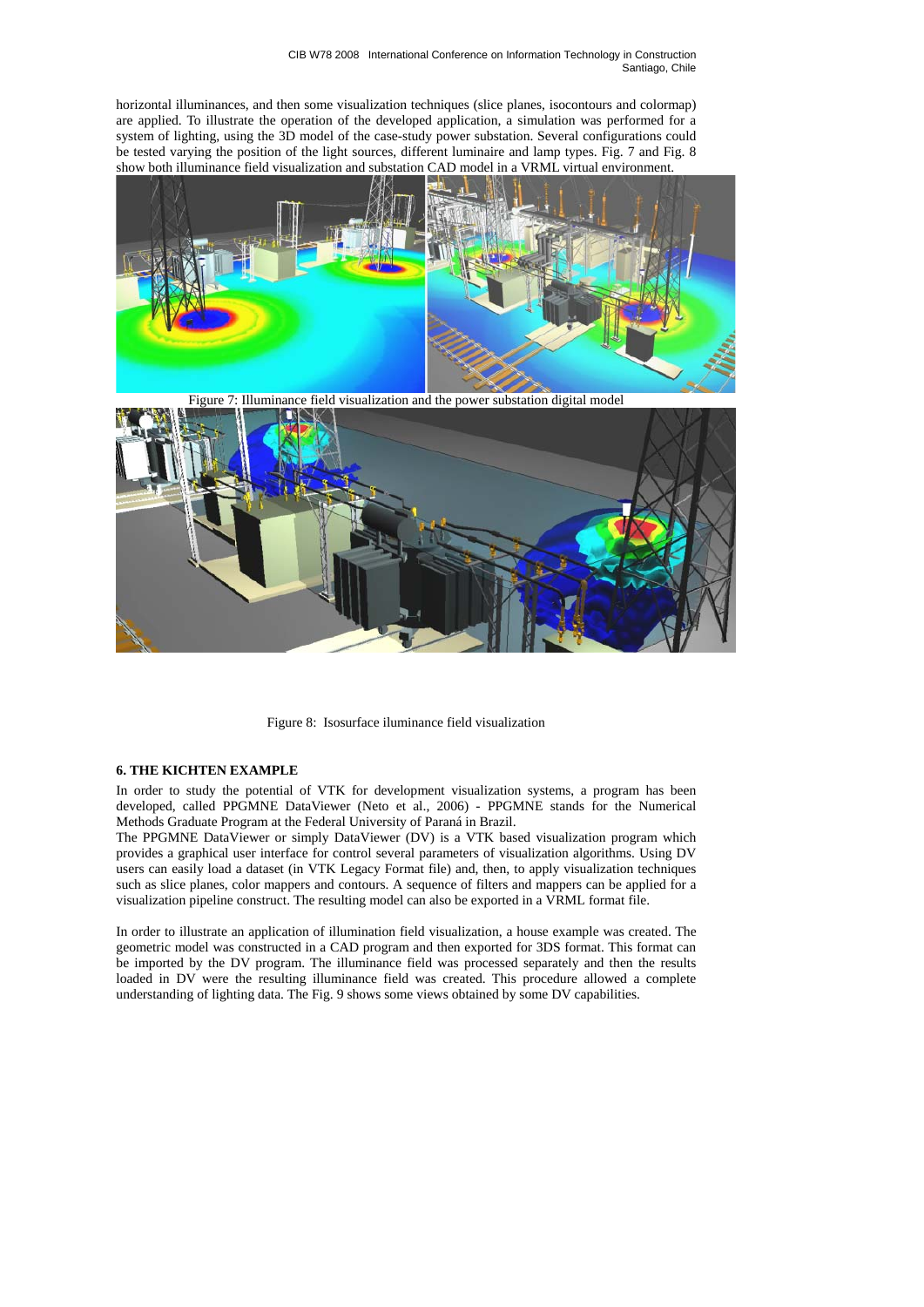horizontal illuminances, and then some visualization techniques (slice planes, isocontours and colormap) are applied. To illustrate the operation of the developed application, a simulation was performed for a system of lighting, using the 3D model of the case-study power substation. Several configurations could be tested varying the position of the light sources, different luminaire and lamp types. Fig. 7 and Fig. 8 show both illuminance field visualization and substation CAD model in a VRML virtual environment.

Figure 7: Illuminance field visualization and the power substation digital model

Figure 8: Isosurface iluminance field visualization

### 6. THE KICHTEN EXAMPLE

In order to study the potential of VTK for development visualization systems, a program has been developed, called PPGMNE DataViewer (Neto et al., 2006) - PPGMNE stands for the Numerical Methods Graduate Program at the Federal University of Paraná in Brazil.

The PPGMNE DataViewer or simply DataViewer (DV) is a VTK based visualization program which provides a graphical user interface for control several parameters of visualization algorithms. Using DV users can easily load a dataset (in VTK Legacy Format file) and, then, to apply visualization techniques such as slice planes, color mappers and contours. A sequence of filters and mappers can be applied for a visualization pipeline construct. The resulting model can also be exported in a VRML format file.

In order to illustrate an application of illumination field visualization, a house example was created. The geometric model was constructed in a CAD program and then exported for 3DS format. This format can be imported by the DV program. The illuminance field was processed separately and then the results loaded in DV were the resulting illuminance field was created. This procedure allowed a complete understanding of lighting data. The Fig. 9 shows some views obtained by some DV capabilities.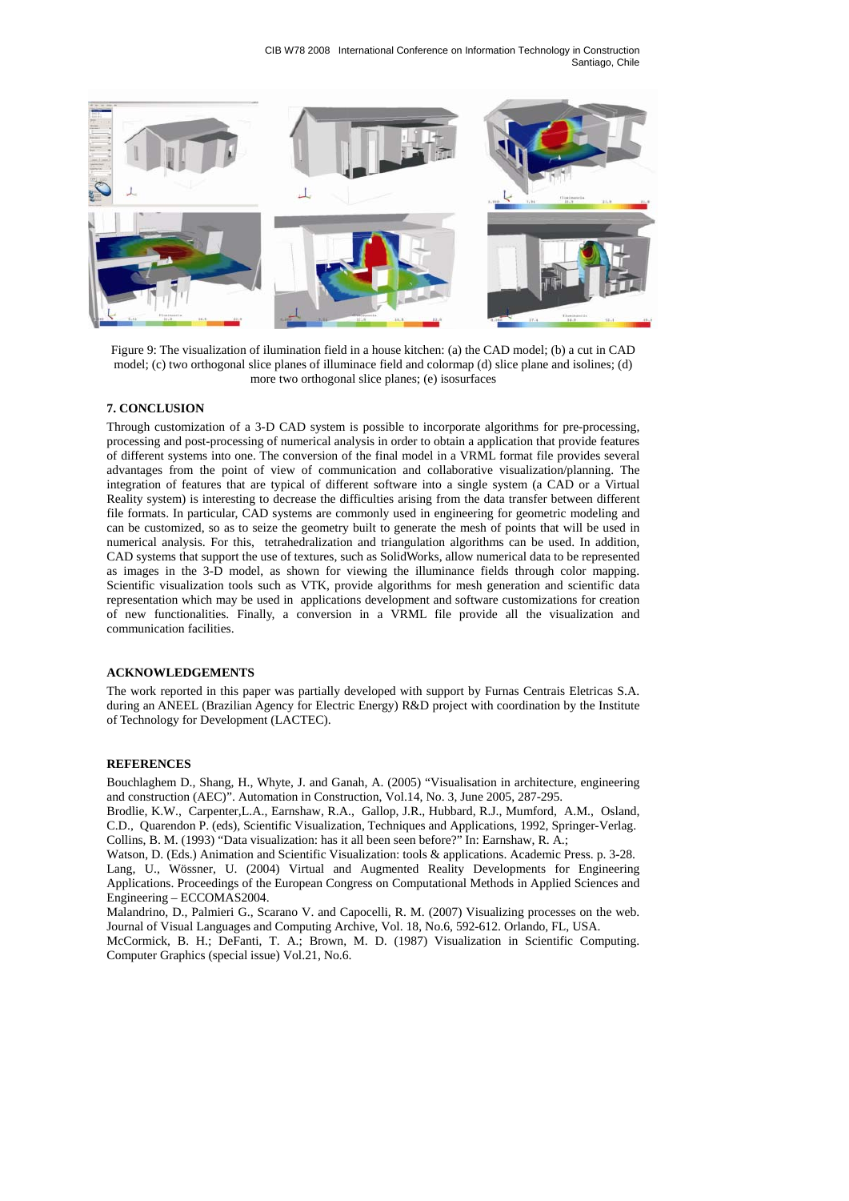Figure 9: The visualization of ilumination field in a house kitchen: (a) the CAD model; (b) a cut in CAD model; (c) two orthogonal slice planes of illuminace field and colormap (d) slice plane and isolines; (d) more two orthogonal slice planes; (e) isosurfaces

## 7. CONCLUSION

Through customization of a 3-D CAD system is possible to incorporate algorithms for pre-processing, processing and post-processing of numerical analysis in order to obtain a application that provide features of different systems into one. The conversion of the final model in a VRML format file provides several advantages from the point of view of communication and collaborative visualization/planning. The integration of features that are typical of different software into a single system (a CAD or a Virtual Reality system) is interesting to decrease the difficulties arising from the data transfer between different file formats. In particular, CAD systems are commonly used in engineering for geometric modeling and can be customized, so as to seize the geometry built to generate the mesh of points that will be used in numerical analysis. For this, tetrahedralization and triangulation algorithms can be used. In addition, CAD systems that support the use of textures, such as SolidWorks, allow numerical data to be represented as images in the 3-D model, as shown for viewing the illuminance fields through color mapping. Scientific visualization tools such as VTK, provide algorithms for mesh generation and scientific data representation which may be used in applications development and software customizations for creation of new functionalities. Finally, a conversion in a VRML file provide all the visualization and communication facilities.

## ACKNOWLEDGEMENTS

The work reported in this paper was partially developed with support by Furnas Centrais Eletricas S.A. during an ANEEL (Brazilian Agency for Electric Energy) R&D project with coordination by the Institute of Technology for Development (LACTEC).

## REFERENCES

Bouchlaghem D., Shang, H., Whyte, J. and Ganah, A. (2005) "Visualisation in architecture, engineering and construction (AEC)". Automation in Construction, Vol.14, No. 3, June 2005, 287-295.

Brodlie, K.W., Carpenter,L.A., Earnshaw, R.A., Gallop, J.R., Hubbard, R.J., Mumford, A.M., Osland, C.D., Quarendon P. (eds), Scientific Visualization, Techniques and Applications, 1992, Springer-Verlag.

Collins, B. M. (1993) "Data visualization: has it all been seen before?" In: Earnshaw, R. A.; Watson, D. (Eds.) Animation and Scientific Visualization: tools & applications. Academic Press. p. 3-28.

Lang, U., Wössner, U. (2004) Virtual and Augmented Reality Developments for Engineering Applications. Proceedings of the European Congress on Computational Methods in Applied Sciences and Engineering – ECCOMAS2004.

Malandrino, D., Palmieri G., Scarano V. and Capocelli, R. M. (2007) Visualizing processes on the web. Journal of Visual Languages and Computing Archive, Vol. 18, No.6, 592-612. Orlando, FL, USA.

McCormick, B. H.; DeFanti, T. A.; Brown, M. D. (1987) Visualization in Scientific Computing. Computer Graphics (special issue) Vol.21, No.6.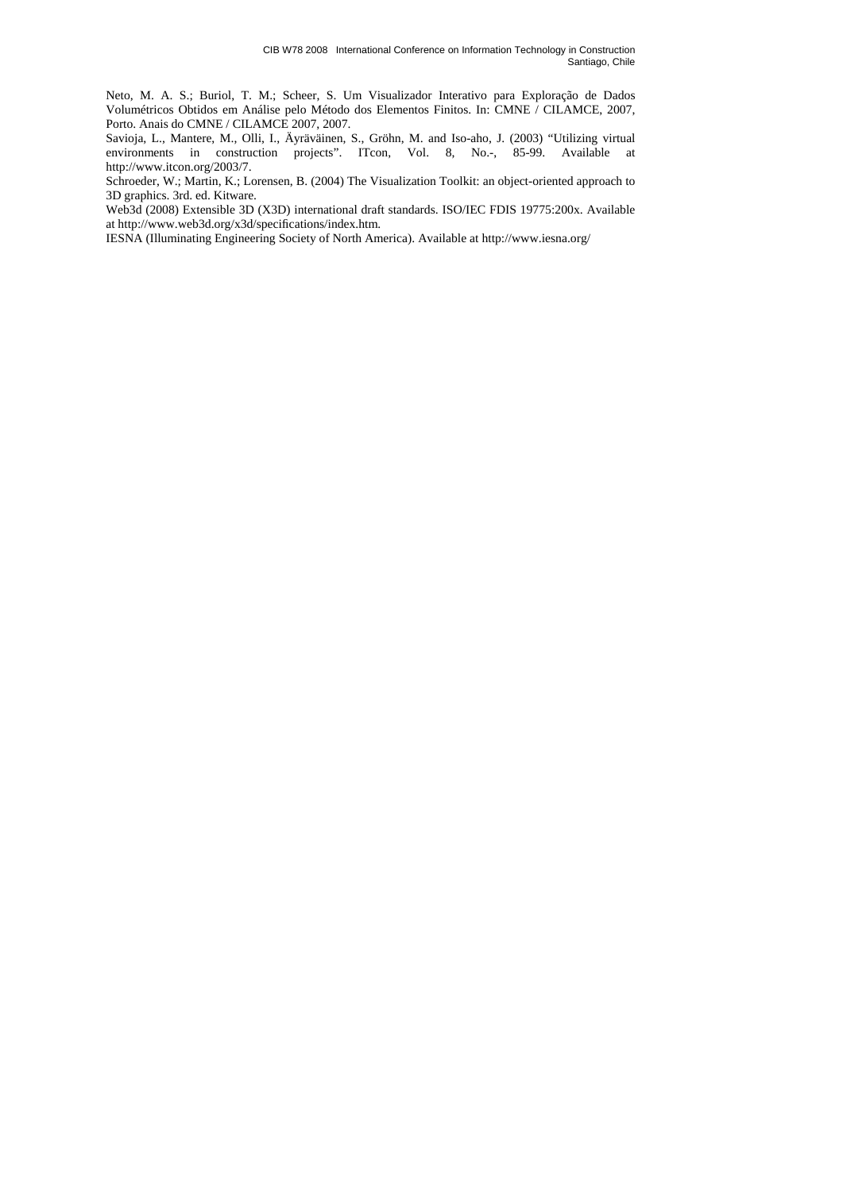Neto, M. A. S.; Buriol, T. M.; Scheer, S. Um Visualizador Interativo para Exploração de Dados Volumétricos Obtidos em Análise pelo Método dos Elementos Finitos. In: CMNE / CILAMCE, 2007, Porto. Anais do CMNE / CILAMCE 2007, 2007.

Savioja, L., Mantere, M., Olli, I., Äyräväinen, S., Gröhn, M. and Iso-aho, J. (2003) "Utilizing virtual environments in construction projects". ITcon, Vol. 8, No.-, 85-99. Available at http://www.itcon.org/2003/7.

Schroeder, W.; Martin, K.; Lorensen, B. (2004) The Visualization Toolkit: an object-oriented approach to 3D graphics. 3rd. ed. Kitware.

Web3d (2008) Extensible 3D (X3D) international draft standards. ISO/IEC FDIS 19775:200x. Available at http://www.web3d.org/x3d/specifications/index.htm.

IESNA (Illuminating Engineering Society of North America). Available at http://www.iesna.org/